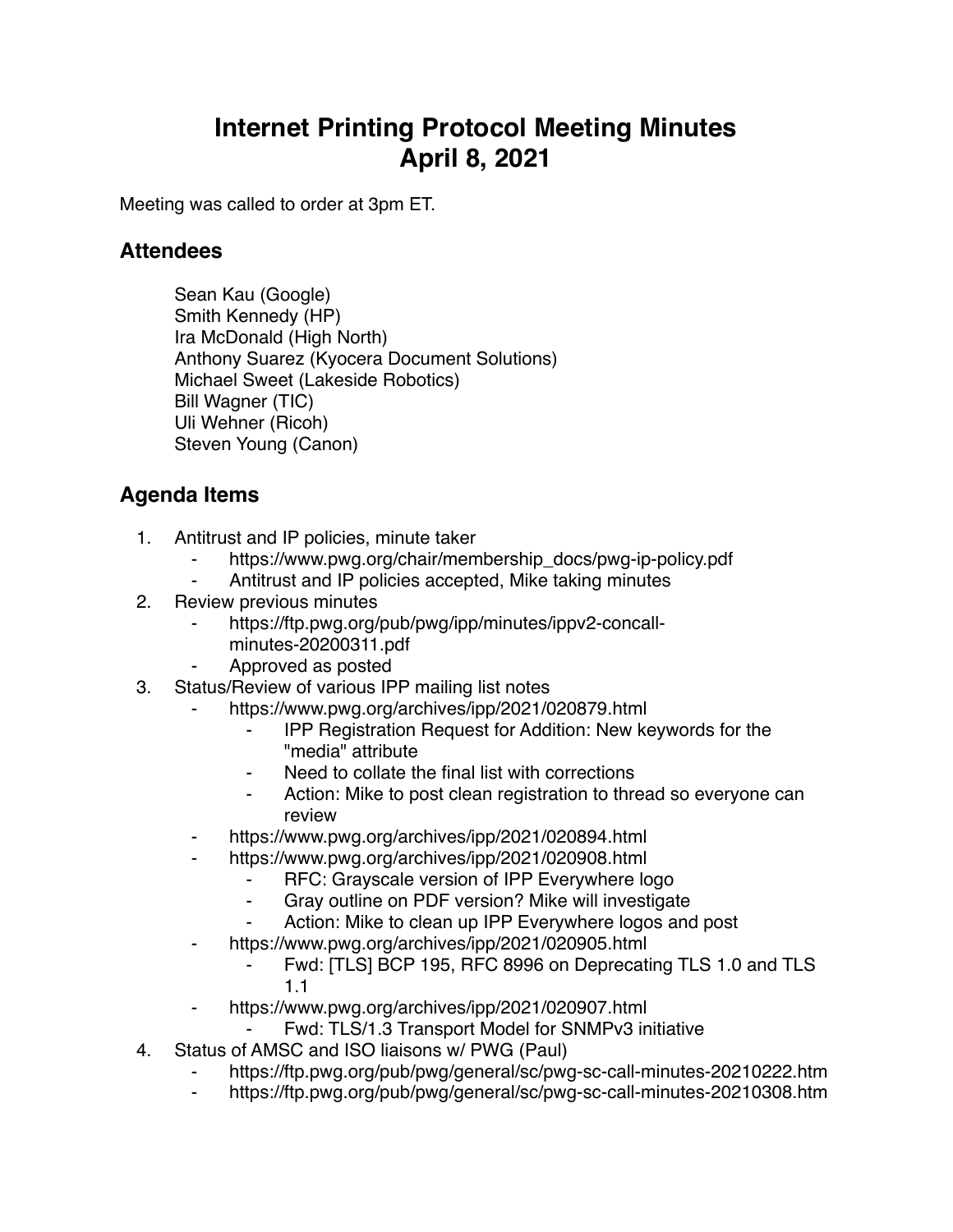# Internet Printing Protocol Meeting Minutes
# April 8, 2021

Meeting was called to order at 3pm ET.

## Attendees

Sean Kau (Google)
Smith Kennedy (HP)
Ira McDonald (High North)
Anthony Suarez (Kyocera Document Solutions)
Michael Sweet (Lakeside Robotics)
Bill Wagner (TIC)
Uli Wehner (Ricoh)
Steven Young (Canon)

## Agenda Items

1. Antitrust and IP policies, minute taker
    - https://www.pwg.org/chair/membership_docs/pwg-ip-policy.pdf
    - Antitrust and IP policies accepted, Mike taking minutes
2. Review previous minutes
    - https://ftp.pwg.org/pub/pwg/ipp/minutes/ippv2-concall-minutes-20200311.pdf
    - Approved as posted
3. Status/Review of various IPP mailing list notes
    - https://www.pwg.org/archives/ipp/2021/020879.html
        - IPP Registration Request for Addition: New keywords for the "media" attribute
        - Need to collate the final list with corrections
        - Action: Mike to post clean registration to thread so everyone can review
    - https://www.pwg.org/archives/ipp/2021/020894.html
    - https://www.pwg.org/archives/ipp/2021/020908.html
        - RFC: Grayscale version of IPP Everywhere logo
        - Gray outline on PDF version? Mike will investigate
        - Action: Mike to clean up IPP Everywhere logos and post
    - https://www.pwg.org/archives/ipp/2021/020905.html
        - Fwd: [TLS] BCP 195, RFC 8996 on Deprecating TLS 1.0 and TLS 1.1
    - https://www.pwg.org/archives/ipp/2021/020907.html
        - Fwd: TLS/1.3 Transport Model for SNMPv3 initiative
4. Status of AMSC and ISO liaisons w/ PWG (Paul)
    - https://ftp.pwg.org/pub/pwg/general/sc/pwg-sc-call-minutes-20210222.htm
    - https://ftp.pwg.org/pub/pwg/general/sc/pwg-sc-call-minutes-20210308.htm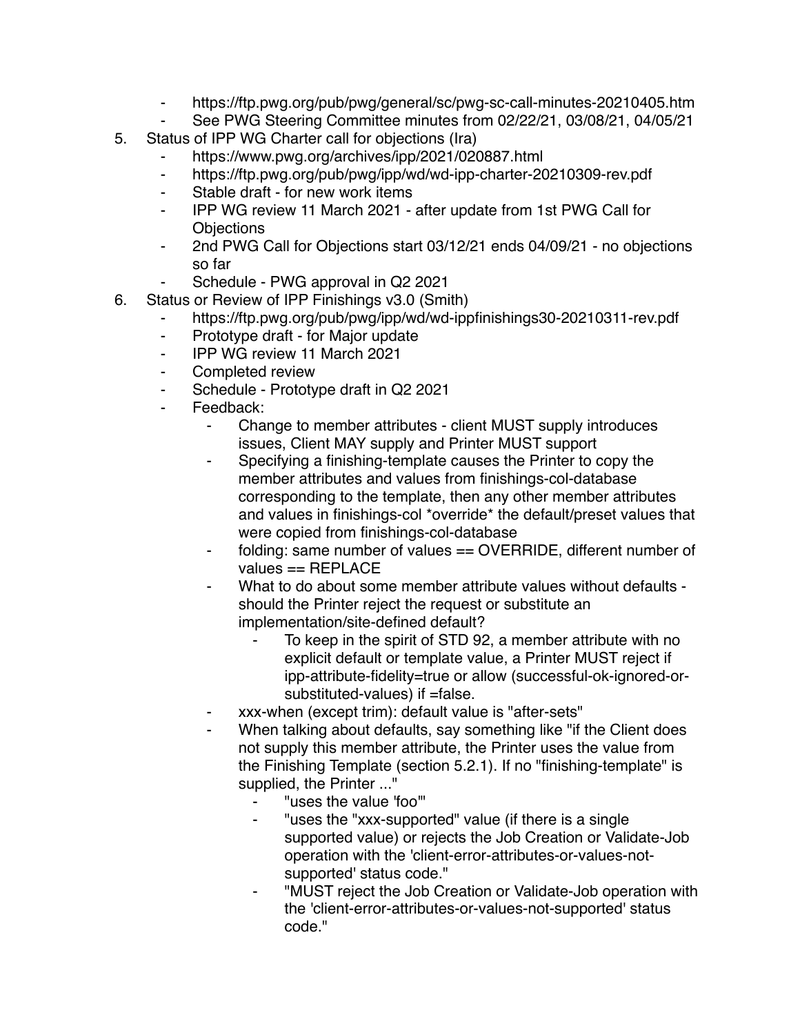- https://ftp.pwg.org/pub/pwg/general/sc/pwg-sc-call-minutes-20210405.htm
    - See PWG Steering Committee minutes from 02/22/21, 03/08/21, 04/05/21
5. Status of IPP WG Charter call for objections (Ira)
    - https://www.pwg.org/archives/ipp/2021/020887.html
    - https://ftp.pwg.org/pub/pwg/ipp/wd/wd-ipp-charter-20210309-rev.pdf
    - Stable draft - for new work items
    - IPP WG review 11 March 2021 - after update from 1st PWG Call for Objections
    - 2nd PWG Call for Objections start 03/12/21 ends 04/09/21 - no objections so far
    - Schedule - PWG approval in Q2 2021
6. Status or Review of IPP Finishings v3.0 (Smith)
    - https://ftp.pwg.org/pub/pwg/ipp/wd/wd-ippfinishings30-20210311-rev.pdf
    - Prototype draft - for Major update
    - IPP WG review 11 March 2021
    - Completed review
    - Schedule - Prototype draft in Q2 2021
    - Feedback:
        - Change to member attributes - client MUST supply introduces issues, Client MAY supply and Printer MUST support
        - Specifying a finishing-template causes the Printer to copy the member attributes and values from finishings-col-database corresponding to the template, then any other member attributes and values in finishings-col *override* the default/preset values that were copied from finishings-col-database
        - folding: same number of values == OVERRIDE, different number of values == REPLACE
        - What to do about some member attribute values without defaults - should the Printer reject the request or substitute an implementation/site-defined default?
            - To keep in the spirit of STD 92, a member attribute with no explicit default or template value, a Printer MUST reject if ipp-attribute-fidelity=true or allow (successful-ok-ignored-or-substituted-values) if =false.
        - xxx-when (except trim): default value is "after-sets"
        - When talking about defaults, say something like "if the Client does not supply this member attribute, the Printer uses the value from the Finishing Template (section 5.2.1). If no "finishing-template" is supplied, the Printer ..."
            - "uses the value 'foo'"
            - "uses the "xxx-supported" value (if there is a single supported value) or rejects the Job Creation or Validate-Job operation with the 'client-error-attributes-or-values-not-supported' status code."
            - "MUST reject the Job Creation or Validate-Job operation with the 'client-error-attributes-or-values-not-supported' status code."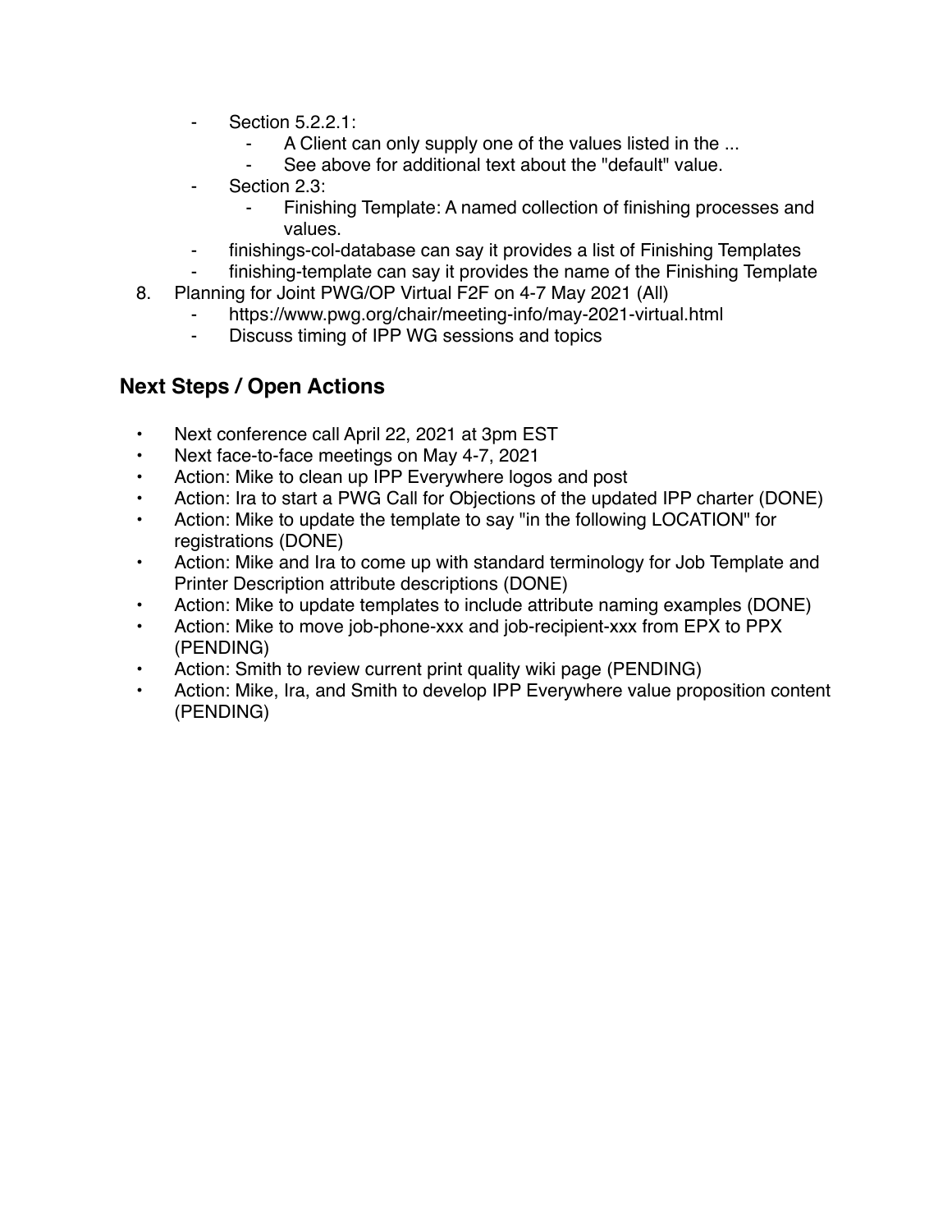- Section 5.2.2.1:
            - A Client can only supply one of the values listed in the ...
            - See above for additional text about the "default" value.
        - Section 2.3:
            - Finishing Template: A named collection of finishing processes and values.
        - finishings-col-database can say it provides a list of Finishing Templates
        - finishing-template can say it provides the name of the Finishing Template
8. Planning for Joint PWG/OP Virtual F2F on 4-7 May 2021 (All)
    - https://www.pwg.org/chair/meeting-info/may-2021-virtual.html
    - Discuss timing of IPP WG sessions and topics

## Next Steps / Open Actions

- Next conference call April 22, 2021 at 3pm EST
- Next face-to-face meetings on May 4-7, 2021
- Action: Mike to clean up IPP Everywhere logos and post
- Action: Ira to start a PWG Call for Objections of the updated IPP charter (DONE)
- Action: Mike to update the template to say "in the following LOCATION" for registrations (DONE)
- Action: Mike and Ira to come up with standard terminology for Job Template and Printer Description attribute descriptions (DONE)
- Action: Mike to update templates to include attribute naming examples (DONE)
- Action: Mike to move job-phone-xxx and job-recipient-xxx from EPX to PPX (PENDING)
- Action: Smith to review current print quality wiki page (PENDING)
- Action: Mike, Ira, and Smith to develop IPP Everywhere value proposition content (PENDING)